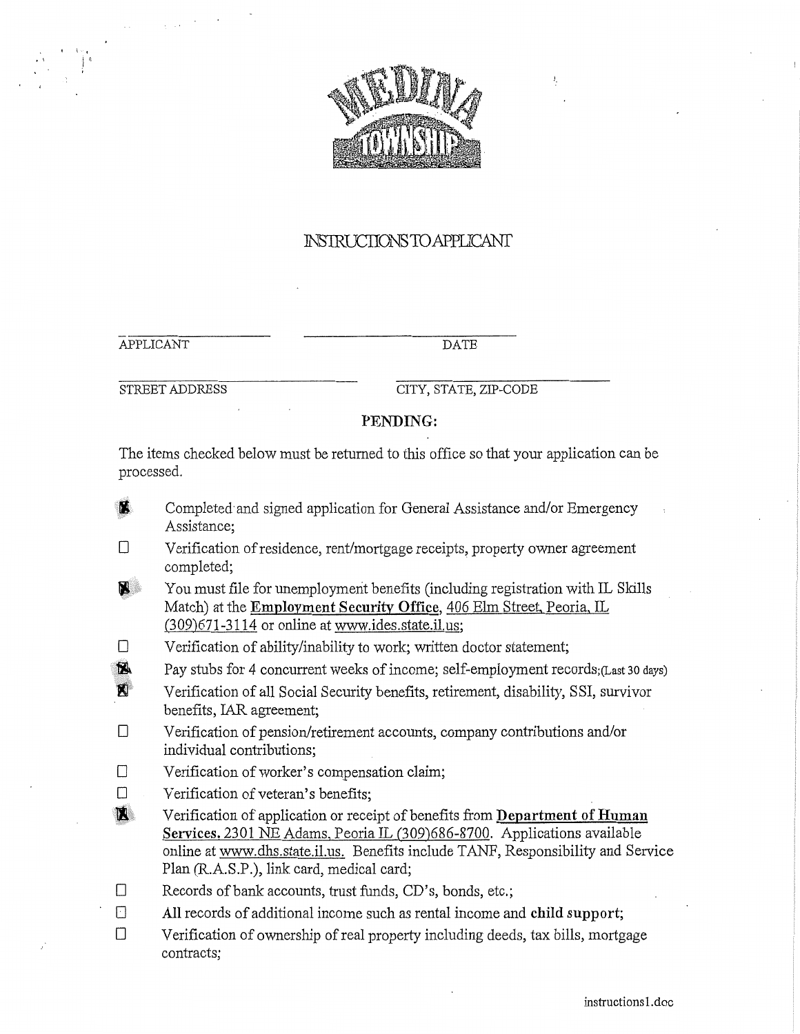MEDINA TOWNSHIP

# INSTRUCTIONS TO APPLICANT

APPLICANT ____________ DATE ____________

STREET ADDRESS ____________ CITY, STATE, ZIP-CODE ____________

**PENDING:**

The items checked below must be returned to this office so that your application can be processed.

- [x] Completed and signed application for General Assistance and/or Emergency Assistance;
- [ ] Verification of residence, rent/mortgage receipts, property owner agreement completed;
- [x] You must file for unemployment benefits (including registration with IL Skills Match) at the **Employment Security Office**, 406 Elm Street, Peoria, IL (309)671-3114 or online at www.ides.state.il.us;
- [ ] Verification of ability/inability to work; written doctor statement;
- [x] Pay stubs for 4 concurrent weeks of income; self-employment records;(Last 30 days)
- [x] Verification of all Social Security benefits, retirement, disability, SSI, survivor benefits, IAR agreement;
- [ ] Verification of pension/retirement accounts, company contributions and/or individual contributions;
- [ ] Verification of worker's compensation claim;
- [ ] Verification of veteran's benefits;
- [x] Verification of application or receipt of benefits from **Department of Human Services**, 2301 NE Adams, Peoria IL (309)686-8700. Applications available online at www.dhs.state.il.us. Benefits include TANF, Responsibility and Service Plan (R.A.S.P.), link card, medical card;
- [ ] Records of bank accounts, trust funds, CD's, bonds, etc.;
- [ ] All records of additional income such as rental income and **child support**;
- [ ] Verification of ownership of real property including deeds, tax bills, mortgage contracts;

instructions1.doc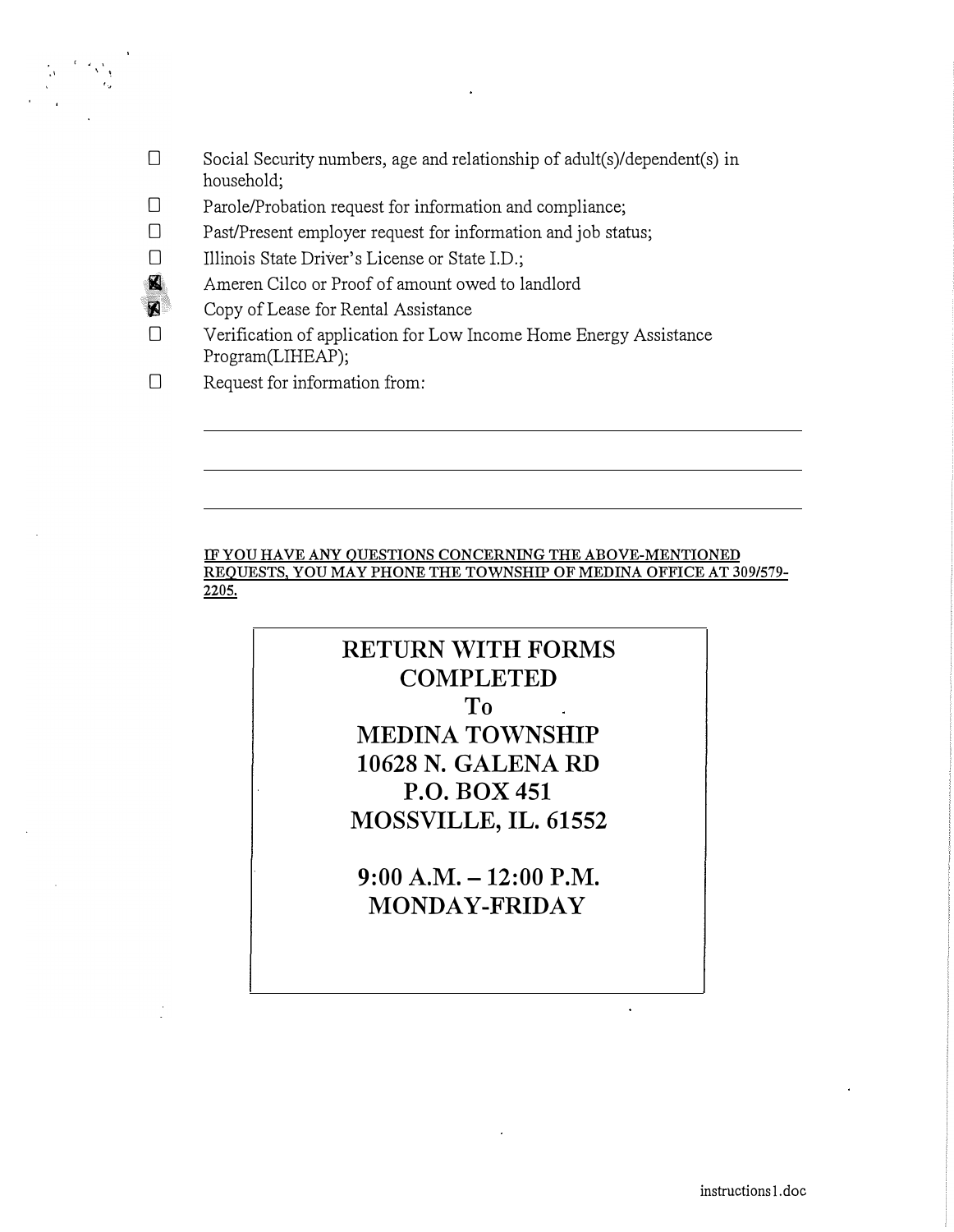- [ ] Social Security numbers, age and relationship of adult(s)/dependent(s) in household;
- [ ] Parole/Probation request for information and compliance;
- [ ] Past/Present employer request for information and job status;
- [ ] Illinois State Driver's License or State I.D.;
- [x] Ameren Cilco or Proof of amount owed to landlord
- [x] Copy of Lease for Rental Assistance
- [ ] Verification of application for Low Income Home Energy Assistance Program(LIHEAP);
- [ ] Request for information from:

\_\_\_\_\_\_\_\_\_\_\_\_\_\_\_\_\_\_\_\_\_\_\_\_\_\_\_\_\_\_\_\_\_\_\_\_\_\_\_\_\_\_\_\_\_\_\_\_\_\_\_\_\_\_\_\_\_\_\_\_

\_\_\_\_\_\_\_\_\_\_\_\_\_\_\_\_\_\_\_\_\_\_\_\_\_\_\_\_\_\_\_\_\_\_\_\_\_\_\_\_\_\_\_\_\_\_\_\_\_\_\_\_\_\_\_\_\_\_\_\_

\_\_\_\_\_\_\_\_\_\_\_\_\_\_\_\_\_\_\_\_\_\_\_\_\_\_\_\_\_\_\_\_\_\_\_\_\_\_\_\_\_\_\_\_\_\_\_\_\_\_\_\_\_\_\_\_\_\_\_\_

**IF YOU HAVE ANY QUESTIONS CONCERNING THE ABOVE-MENTIONED REQUESTS, YOU MAY PHONE THE TOWNSHIP OF MEDINA OFFICE AT 309/579-2205.**

**RETURN WITH FORMS COMPLETED**
**To**
**MEDINA TOWNSHIP**
**10628 N. GALENA RD**
**P.O. BOX 451**
**MOSSVILLE, IL. 61552**

**9:00 A.M. – 12:00 P.M.**
**MONDAY-FRIDAY**

instructions1.doc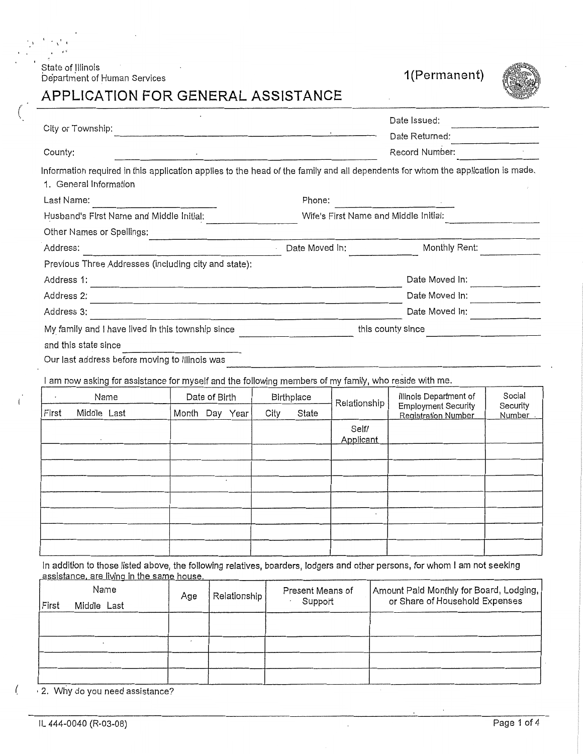State of Illinois
Department of Human Services

1(Permanent)

# APPLICATION FOR GENERAL ASSISTANCE

City or Township: ____________________ Date Issued: ________

Date Returned: ________

County: ____________________ Record Number: ________

Information required in this application applies to the head of the family and all dependents for whom the application is made.

1. General Information

Last Name: ____________ Phone: ____________

Husband's First Name and Middle Initial: ____________ Wife's First Name and Middle Initial: ____________

Other Names or Spellings: ____________________

Address: ____________________ Date Moved In: ________ Monthly Rent: ________

Previous Three Addresses (including city and state):

Address 1: ____________________ Date Moved In: ________

Address 2: ____________________ Date Moved In: ________

Address 3: ____________________ Date Moved In: ________

My family and I have lived in this township since ____________ this county since ____________

and this state since ____________

Our last address before moving to Illinois was ____________________

I am now asking for assistance for myself and the following members of my family, who reside with me.

| Name (First Middle Last) | Date of Birth (Month Day Year) | Birthplace (City State) | Relationship | Illinois Department of Employment Security Registration Number | Social Security Number |
|---|---|---|---|---|---|
| | | | Self/ Applicant | | |
| | | | | | |
| | | | | | |
| | | | | | |
| | | | | | |
| | | | | | |
| | | | | | |
| | | | | | |

In addition to those listed above, the following relatives, boarders, lodgers and other persons, for whom I am not seeking assistance, are living in the same house.

| Name (First Middle Last) | Age | Relationship | Present Means of Support | Amount Paid Monthly for Board, Lodging, or Share of Household Expenses |
|---|---|---|---|---|
| | | | | |
| | | | | |
| | | | | |
| | | | | |

2. Why do you need assistance?

IL 444-0040 (R-03-08)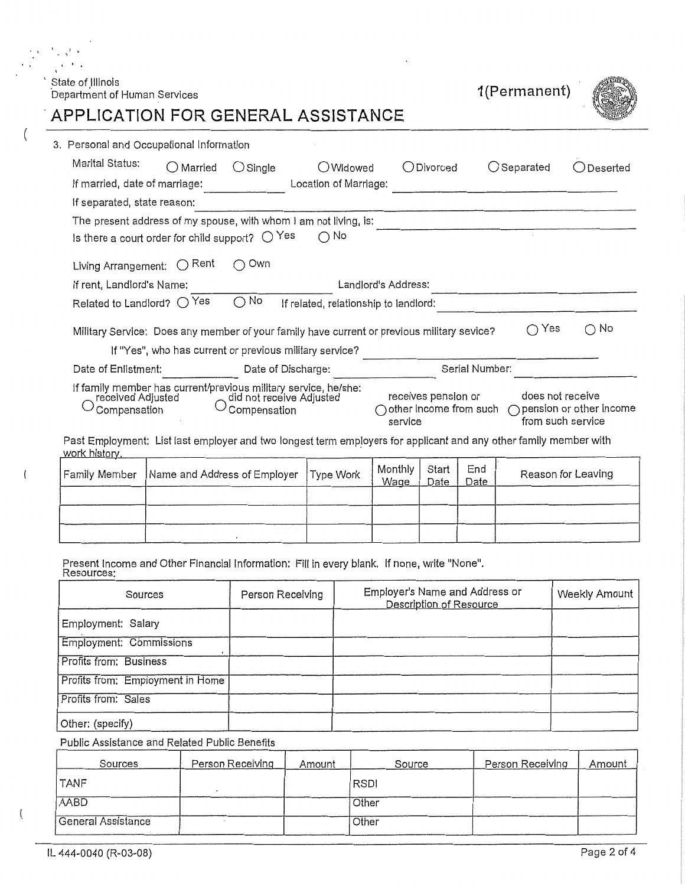State of Illinois
Department of Human Services

1(Permanent)

# APPLICATION FOR GENERAL ASSISTANCE

3. Personal and Occupational Information

Marital Status: ○ Married ○ Single ○ Widowed ○ Divorced ○ Separated ○ Deserted

If married, date of marriage: ____________ Location of Marriage: ______________________________

If separated, state reason: ____________________________________________________________

The present address of my spouse, with whom I am not living, is: ______________________________

Is there a court order for child support? ○ Yes ○ No

Living Arrangement: ○ Rent ○ Own

If rent, Landlord's Name: ____________________ Landlord's Address: ____________________

Related to Landlord? ○ Yes ○ No If related, relationship to landlord: ____________________

Military Service: Does any member of your family have current or previous military sevice? ○ Yes ○ No

If "Yes", who has current or previous military service? ______________________________

Date of Enlistment: ____________ Date of Discharge: ____________ Serial Number: ____________

If family member has current/previous military service, he/she:
○ received Adjusted Compensation ○ did not receive Adjusted Compensation ○ receives pension or other income from such service ○ does not receive pension or other income from such service

Past Employment: List last employer and two longest term employers for applicant and any other family member with work history.

| Family Member | Name and Address of Employer | Type Work | Monthly Wage | Start Date | End Date | Reason for Leaving |
|---|---|---|---|---|---|---|
| | | | | | | |
| | | | | | | |
| | | | | | | |

Present Income and Other Financial Information: Fill in every blank. If none, write "None".
Resources:

| Sources | Person Receiving | Employer's Name and Address or Description of Resource | Weekly Amount |
|---|---|---|---|
| Employment: Salary | | | |
| Employment: Commissions | | | |
| Profits from: Business | | | |
| Profits from: Employment in Home | | | |
| Profits from: Sales | | | |
| Other: (specify) | | | |

Public Assistance and Related Public Benefits

| Sources | Person Receiving | Amount | Source | Person Receiving | Amount |
|---|---|---|---|---|---|
| TANF | | | RSDI | | |
| AABD | | | Other | | |
| General Assistance | | | Other | | |

IL 444-0040 (R-03-08)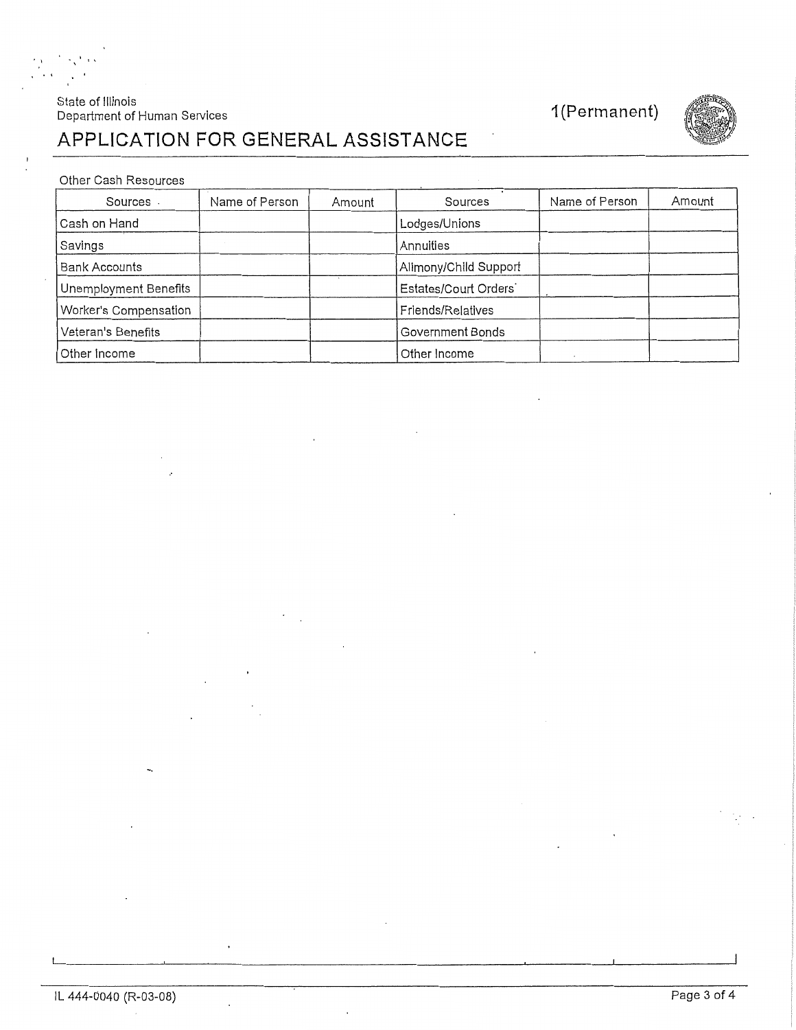State of Illinois
Department of Human Services

1(Permanent)

# APPLICATION FOR GENERAL ASSISTANCE

Other Cash Resources

| Sources | Name of Person | Amount | Sources | Name of Person | Amount |
|---|---|---|---|---|---|
| Cash on Hand | | | Lodges/Unions | | |
| Savings | | | Annuities | | |
| Bank Accounts | | | Alimony/Child Support | | |
| Unemployment Benefits | | | Estates/Court Orders | | |
| Worker's Compensation | | | Friends/Relatives | | |
| Veteran's Benefits | | | Government Bonds | | |
| Other Income | | | Other Income | | |

IL 444-0040 (R-03-08)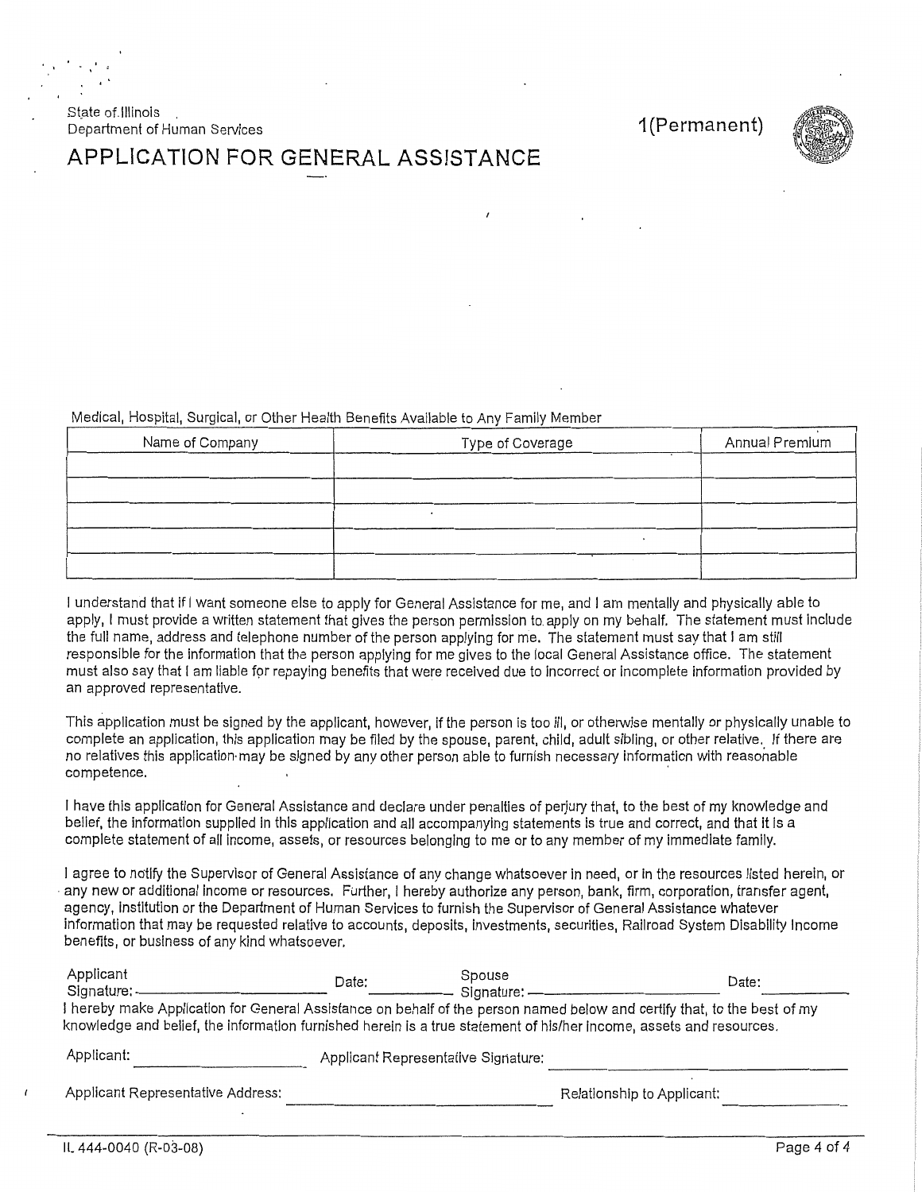State of Illinois
Department of Human Services

1(Permanent)

# APPLICATION FOR GENERAL ASSISTANCE

Medical, Hospital, Surgical, or Other Health Benefits Available to Any Family Member

| Name of Company | Type of Coverage | Annual Premium |
|---|---|---|
| | | |
| | | |
| | | |
| | | |
| | | |

I understand that if I want someone else to apply for General Assistance for me, and I am mentally and physically able to apply, I must provide a written statement that gives the person permission to apply on my behalf. The statement must include the full name, address and telephone number of the person applying for me. The statement must say that I am still responsible for the information that the person applying for me gives to the local General Assistance office. The statement must also say that I am liable for repaying benefits that were received due to incorrect or incomplete information provided by an approved representative.

This application must be signed by the applicant, however, if the person is too ill, or otherwise mentally or physically unable to complete an application, this application may be filed by the spouse, parent, child, adult sibling, or other relative. If there are no relatives this application may be signed by any other person able to furnish necessary information with reasonable competence.

I have this application for General Assistance and declare under penalties of perjury that, to the best of my knowledge and belief, the information supplied in this application and all accompanying statements is true and correct, and that it is a complete statement of all income, assets, or resources belonging to me or to any member of my immediate family.

I agree to notify the Supervisor of General Assistance of any change whatsoever in need, or in the resources listed herein, or any new or additional income or resources. Further, I hereby authorize any person, bank, firm, corporation, transfer agent, agency, institution or the Department of Human Services to furnish the Supervisor of General Assistance whatever information that may be requested relative to accounts, deposits, investments, securities, Railroad System Disability Income benefits, or business of any kind whatsoever.

Applicant Signature: ______________________ Date: __________ Spouse Signature: ______________________ Date: __________

I hereby make Application for General Assistance on behalf of the person named below and certify that, to the best of my knowledge and belief, the information furnished herein is a true statement of his/her income, assets and resources.

Applicant: ____________________ Applicant Representative Signature: ______________________

Applicant Representative Address: ______________________ Relationship to Applicant: ______________

IL 444-0040 (R-03-08)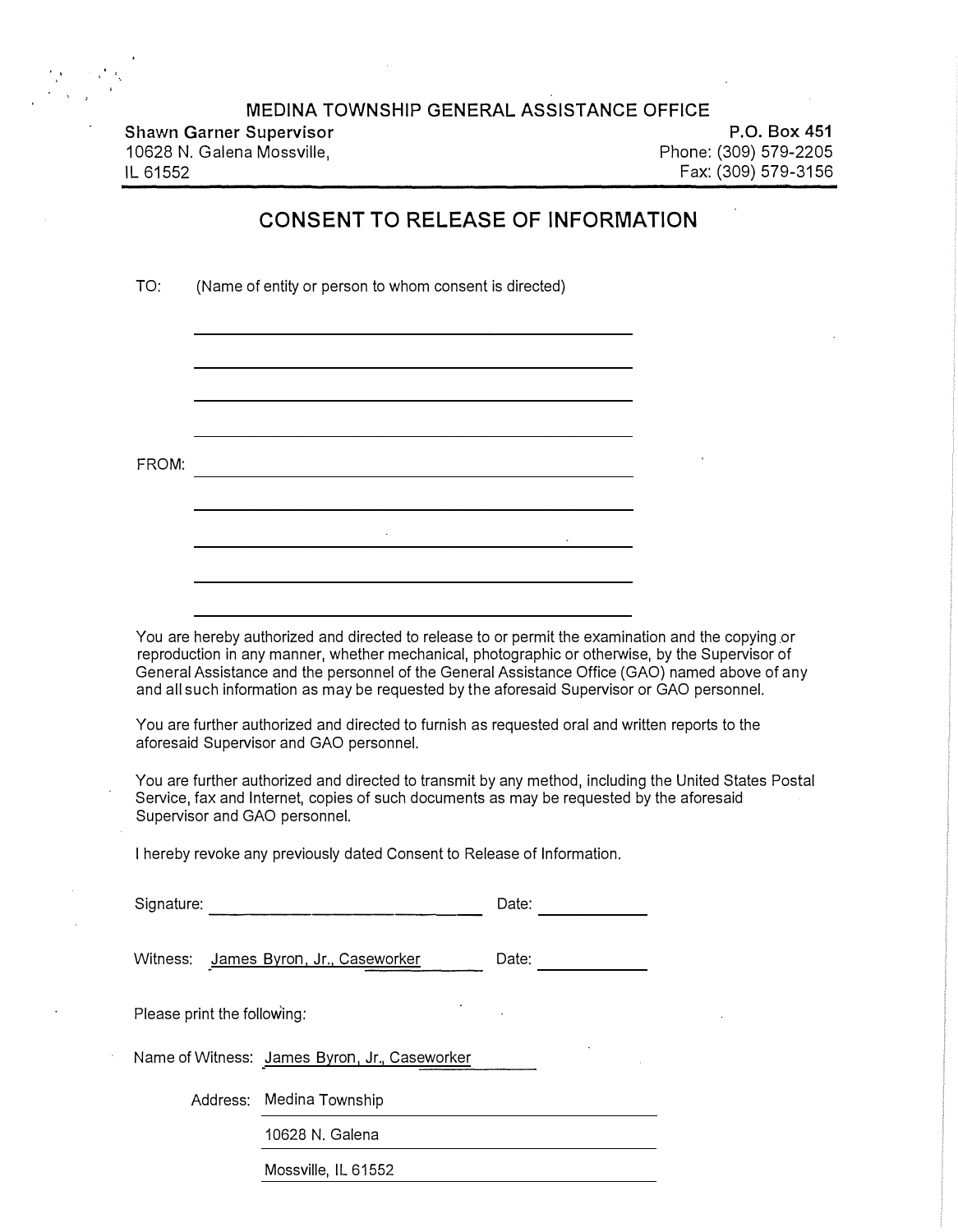MEDINA TOWNSHIP GENERAL ASSISTANCE OFFICE

**Shawn Garner Supervisor**
10628 N. Galena Mossville,
IL 61552

**P.O. Box 451**
Phone: (309) 579-2205
Fax: (309) 579-3156

## CONSENT TO RELEASE OF INFORMATION

TO: (Name of entity or person to whom consent is directed)

\_\_\_\_\_\_\_\_\_\_\_\_\_\_\_\_\_\_\_\_\_\_\_\_\_\_\_\_\_\_\_\_\_\_\_\_\_\_\_\_

\_\_\_\_\_\_\_\_\_\_\_\_\_\_\_\_\_\_\_\_\_\_\_\_\_\_\_\_\_\_\_\_\_\_\_\_\_\_\_\_

\_\_\_\_\_\_\_\_\_\_\_\_\_\_\_\_\_\_\_\_\_\_\_\_\_\_\_\_\_\_\_\_\_\_\_\_\_\_\_\_

\_\_\_\_\_\_\_\_\_\_\_\_\_\_\_\_\_\_\_\_\_\_\_\_\_\_\_\_\_\_\_\_\_\_\_\_\_\_\_\_

FROM: \_\_\_\_\_\_\_\_\_\_\_\_\_\_\_\_\_\_\_\_\_\_\_\_\_\_\_\_\_\_\_\_\_\_\_\_\_\_\_\_

\_\_\_\_\_\_\_\_\_\_\_\_\_\_\_\_\_\_\_\_\_\_\_\_\_\_\_\_\_\_\_\_\_\_\_\_\_\_\_\_

\_\_\_\_\_\_\_\_\_\_\_\_\_\_\_\_\_\_\_\_\_\_\_\_\_\_\_\_\_\_\_\_\_\_\_\_\_\_\_\_

\_\_\_\_\_\_\_\_\_\_\_\_\_\_\_\_\_\_\_\_\_\_\_\_\_\_\_\_\_\_\_\_\_\_\_\_\_\_\_\_

\_\_\_\_\_\_\_\_\_\_\_\_\_\_\_\_\_\_\_\_\_\_\_\_\_\_\_\_\_\_\_\_\_\_\_\_\_\_\_\_

You are hereby authorized and directed to release to or permit the examination and the copying or reproduction in any manner, whether mechanical, photographic or otherwise, by the Supervisor of General Assistance and the personnel of the General Assistance Office (GAO) named above of any and all such information as may be requested by the aforesaid Supervisor or GAO personnel.

You are further authorized and directed to furnish as requested oral and written reports to the aforesaid Supervisor and GAO personnel.

You are further authorized and directed to transmit by any method, including the United States Postal Service, fax and Internet, copies of such documents as may be requested by the aforesaid Supervisor and GAO personnel.

I hereby revoke any previously dated Consent to Release of Information.

Signature: \_\_\_\_\_\_\_\_\_\_\_\_\_\_\_\_\_\_\_\_\_\_\_\_\_\_ Date: \_\_\_\_\_\_\_\_\_\_

Witness: James Byron, Jr., Caseworker Date: \_\_\_\_\_\_\_\_\_\_

Please print the following:

Name of Witness: James Byron, Jr., Caseworker

Address: Medina Township
10628 N. Galena
Mossville, IL 61552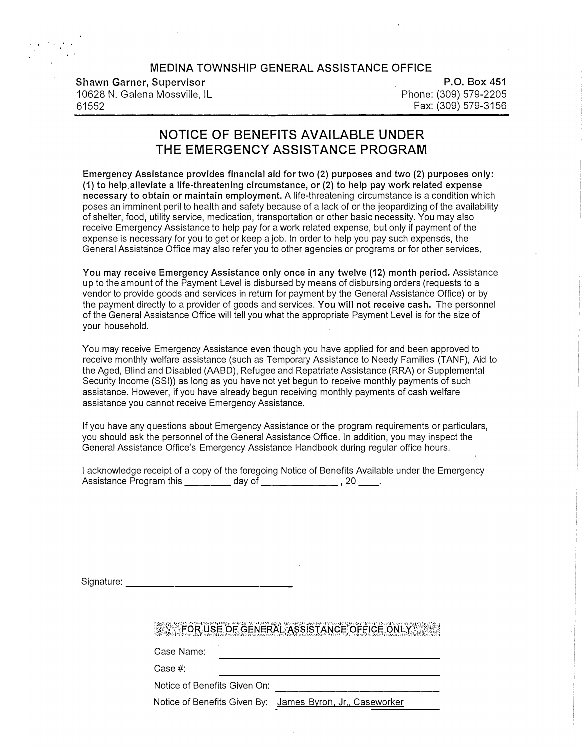MEDINA TOWNSHIP GENERAL ASSISTANCE OFFICE

**Shawn Garner, Supervisor**
10628 N. Galena Mossville, IL
61552

**P.O. Box 451**
Phone: (309) 579-2205
Fax: (309) 579-3156

# NOTICE OF BENEFITS AVAILABLE UNDER THE EMERGENCY ASSISTANCE PROGRAM

**Emergency Assistance provides financial aid for two (2) purposes and two (2) purposes only: (1) to help alleviate a life-threatening circumstance, or (2) to help pay work related expense necessary to obtain or maintain employment.** A life-threatening circumstance is a condition which poses an imminent peril to health and safety because of a lack of or the jeopardizing of the availability of shelter, food, utility service, medication, transportation or other basic necessity. You may also receive Emergency Assistance to help pay for a work related expense, but only if payment of the expense is necessary for you to get or keep a job. In order to help you pay such expenses, the General Assistance Office may also refer you to other agencies or programs or for other services.

**You may receive Emergency Assistance only once in any twelve (12) month period.** Assistance up to the amount of the Payment Level is disbursed by means of disbursing orders (requests to a vendor to provide goods and services in return for payment by the General Assistance Office) or by the payment directly to a provider of goods and services. **You will not receive cash.** The personnel of the General Assistance Office will tell you what the appropriate Payment Level is for the size of your household.

You may receive Emergency Assistance even though you have applied for and been approved to receive monthly welfare assistance (such as Temporary Assistance to Needy Families (TANF), Aid to the Aged, Blind and Disabled (AABD), Refugee and Repatriate Assistance (RRA) or Supplemental Security Income (SSI)) as long as you have not yet begun to receive monthly payments of such assistance. However, if you have already begun receiving monthly payments of cash welfare assistance you cannot receive Emergency Assistance.

If you have any questions about Emergency Assistance or the program requirements or particulars, you should ask the personnel of the General Assistance Office. In addition, you may inspect the General Assistance Office's Emergency Assistance Handbook during regular office hours.

I acknowledge receipt of a copy of the foregoing Notice of Benefits Available under the Emergency Assistance Program this ________ day of ______________, 20 ____.

Signature: ______________________________

**FOR USE OF GENERAL ASSISTANCE OFFICE ONLY**

Case Name: ______________________________

Case #: ______________________________

Notice of Benefits Given On: ______________________________

Notice of Benefits Given By: James Byron, Jr., Caseworker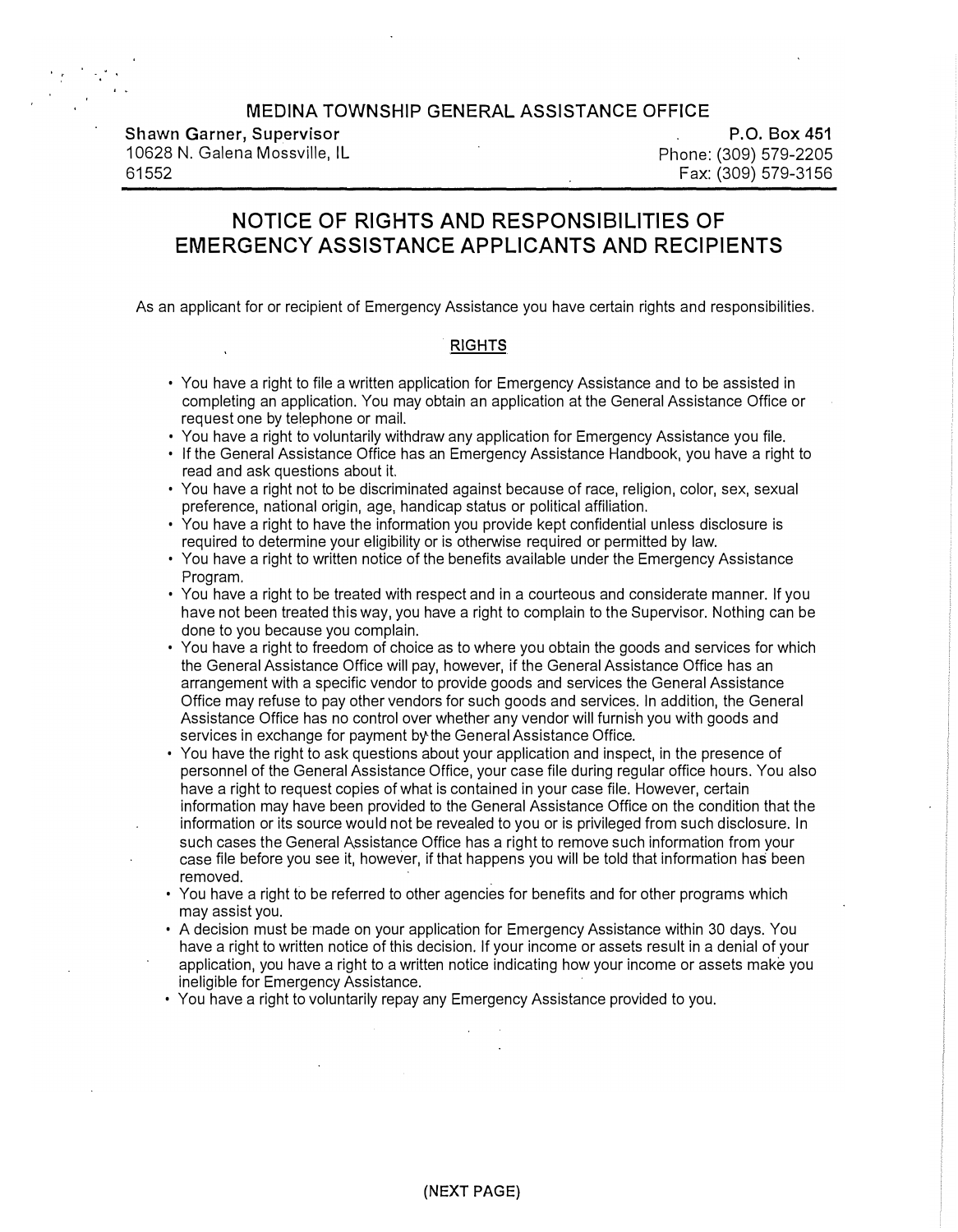MEDINA TOWNSHIP GENERAL ASSISTANCE OFFICE

**Shawn Garner, Supervisor**
10628 N. Galena Mossville, IL
61552

**P.O. Box 451**
Phone: (309) 579-2205
Fax: (309) 579-3156

## NOTICE OF RIGHTS AND RESPONSIBILITIES OF EMERGENCY ASSISTANCE APPLICANTS AND RECIPIENTS

As an applicant for or recipient of Emergency Assistance you have certain rights and responsibilities.

### RIGHTS

- You have a right to file a written application for Emergency Assistance and to be assisted in completing an application. You may obtain an application at the General Assistance Office or request one by telephone or mail.
- You have a right to voluntarily withdraw any application for Emergency Assistance you file.
- If the General Assistance Office has an Emergency Assistance Handbook, you have a right to read and ask questions about it.
- You have a right not to be discriminated against because of race, religion, color, sex, sexual preference, national origin, age, handicap status or political affiliation.
- You have a right to have the information you provide kept confidential unless disclosure is required to determine your eligibility or is otherwise required or permitted by law.
- You have a right to written notice of the benefits available under the Emergency Assistance Program.
- You have a right to be treated with respect and in a courteous and considerate manner. If you have not been treated this way, you have a right to complain to the Supervisor. Nothing can be done to you because you complain.
- You have a right to freedom of choice as to where you obtain the goods and services for which the General Assistance Office will pay, however, if the General Assistance Office has an arrangement with a specific vendor to provide goods and services the General Assistance Office may refuse to pay other vendors for such goods and services. In addition, the General Assistance Office has no control over whether any vendor will furnish you with goods and services in exchange for payment by the General Assistance Office.
- You have the right to ask questions about your application and inspect, in the presence of personnel of the General Assistance Office, your case file during regular office hours. You also have a right to request copies of what is contained in your case file. However, certain information may have been provided to the General Assistance Office on the condition that the information or its source would not be revealed to you or is privileged from such disclosure. In such cases the General Assistance Office has a right to remove such information from your case file before you see it, however, if that happens you will be told that information has been removed.
- You have a right to be referred to other agencies for benefits and for other programs which may assist you.
- A decision must be made on your application for Emergency Assistance within 30 days. You have a right to written notice of this decision. If your income or assets result in a denial of your application, you have a right to a written notice indicating how your income or assets make you ineligible for Emergency Assistance.
- You have a right to voluntarily repay any Emergency Assistance provided to you.

(NEXT PAGE)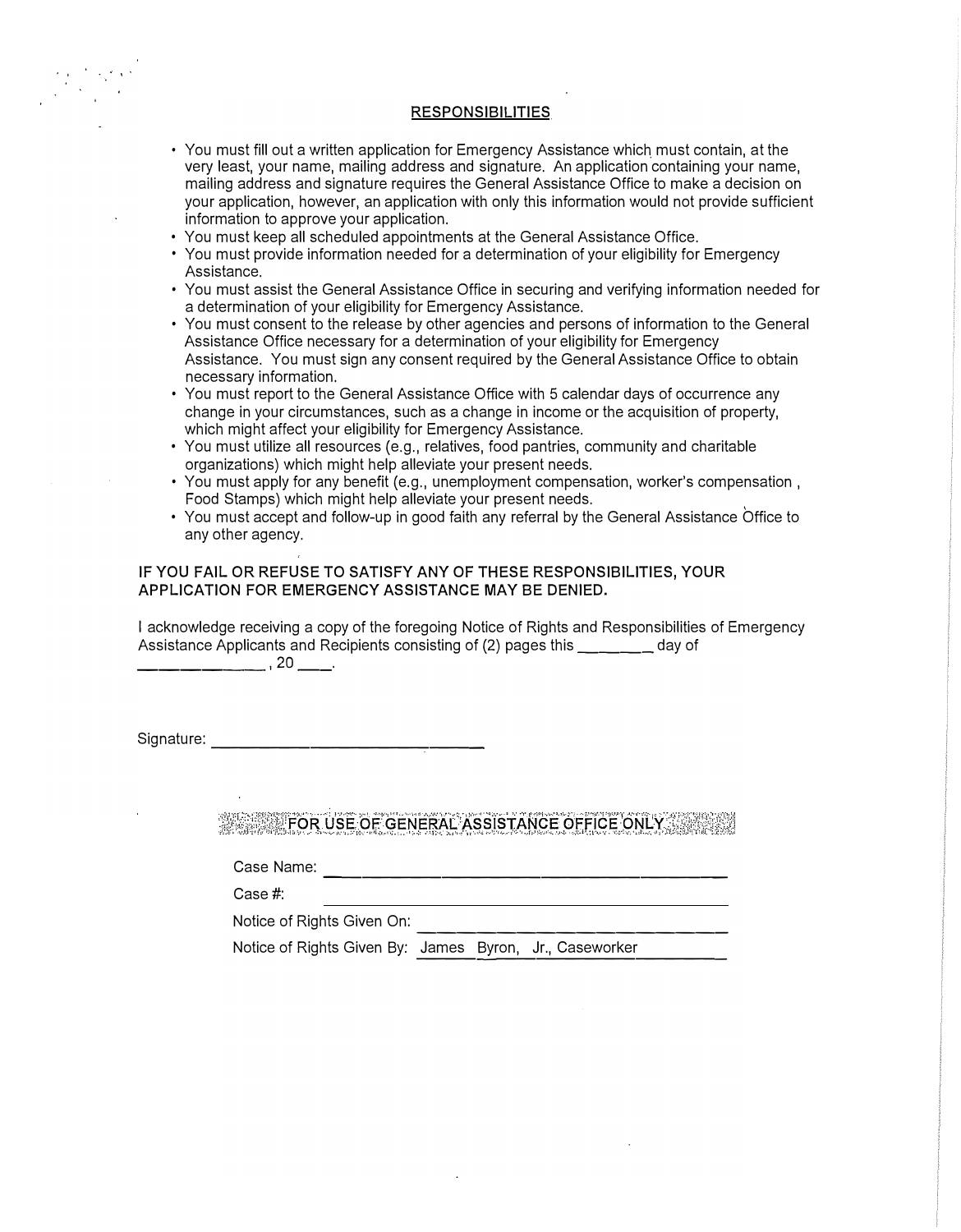## RESPONSIBILITIES

- You must fill out a written application for Emergency Assistance which must contain, at the very least, your name, mailing address and signature. An application containing your name, mailing address and signature requires the General Assistance Office to make a decision on your application, however, an application with only this information would not provide sufficient information to approve your application.
- You must keep all scheduled appointments at the General Assistance Office.
- You must provide information needed for a determination of your eligibility for Emergency Assistance.
- You must assist the General Assistance Office in securing and verifying information needed for a determination of your eligibility for Emergency Assistance.
- You must consent to the release by other agencies and persons of information to the General Assistance Office necessary for a determination of your eligibility for Emergency Assistance. You must sign any consent required by the General Assistance Office to obtain necessary information.
- You must report to the General Assistance Office with 5 calendar days of occurrence any change in your circumstances, such as a change in income or the acquisition of property, which might affect your eligibility for Emergency Assistance.
- You must utilize all resources (e.g., relatives, food pantries, community and charitable organizations) which might help alleviate your present needs.
- You must apply for any benefit (e.g., unemployment compensation, worker's compensation , Food Stamps) which might help alleviate your present needs.
- You must accept and follow-up in good faith any referral by the General Assistance Office to any other agency.

**IF YOU FAIL OR REFUSE TO SATISFY ANY OF THESE RESPONSIBILITIES, YOUR APPLICATION FOR EMERGENCY ASSISTANCE MAY BE DENIED.**

I acknowledge receiving a copy of the foregoing Notice of Rights and Responsibilities of Emergency Assistance Applicants and Recipients consisting of (2) pages this ________ day of ______________, 20 ____.

Signature: ________________________________

**FOR USE OF GENERAL ASSISTANCE OFFICE ONLY**

Case Name: ____________________________________________

Case #: ____________________________________________

Notice of Rights Given On: ________________________________

Notice of Rights Given By: James Byron, Jr., Caseworker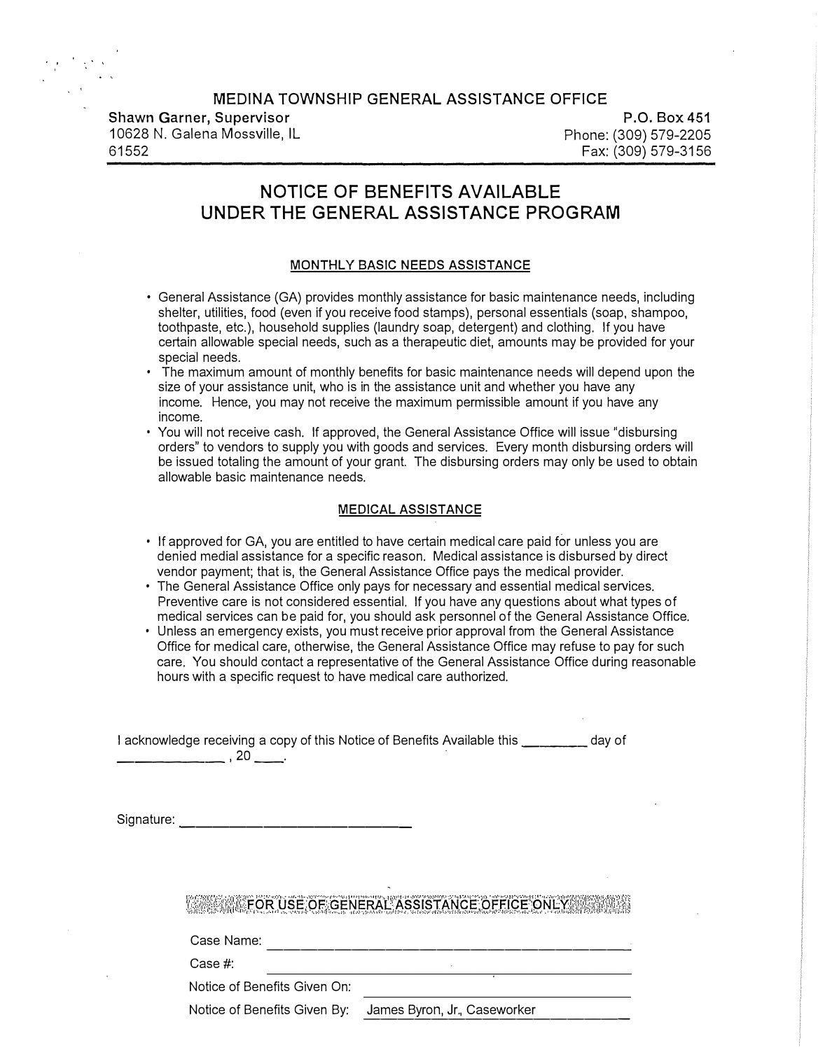MEDINA TOWNSHIP GENERAL ASSISTANCE OFFICE

**Shawn Garner, Supervisor**
10628 N. Galena Mossville, IL
61552

**P.O. Box 451**
Phone: (309) 579-2205
Fax: (309) 579-3156

# NOTICE OF BENEFITS AVAILABLE UNDER THE GENERAL ASSISTANCE PROGRAM

## MONTHLY BASIC NEEDS ASSISTANCE

- General Assistance (GA) provides monthly assistance for basic maintenance needs, including shelter, utilities, food (even if you receive food stamps), personal essentials (soap, shampoo, toothpaste, etc.), household supplies (laundry soap, detergent) and clothing. If you have certain allowable special needs, such as a therapeutic diet, amounts may be provided for your special needs.
- The maximum amount of monthly benefits for basic maintenance needs will depend upon the size of your assistance unit, who is in the assistance unit and whether you have any income. Hence, you may not receive the maximum permissible amount if you have any income.
- You will not receive cash. If approved, the General Assistance Office will issue "disbursing orders" to vendors to supply you with goods and services. Every month disbursing orders will be issued totaling the amount of your grant. The disbursing orders may only be used to obtain allowable basic maintenance needs.

## MEDICAL ASSISTANCE

- If approved for GA, you are entitled to have certain medical care paid for unless you are denied medial assistance for a specific reason. Medical assistance is disbursed by direct vendor payment; that is, the General Assistance Office pays the medical provider.
- The General Assistance Office only pays for necessary and essential medical services. Preventive care is not considered essential. If you have any questions about what types of medical services can be paid for, you should ask personnel of the General Assistance Office.
- Unless an emergency exists, you must receive prior approval from the General Assistance Office for medical care, otherwise, the General Assistance Office may refuse to pay for such care. You should contact a representative of the General Assistance Office during reasonable hours with a specific request to have medical care authorized.

I acknowledge receiving a copy of this Notice of Benefits Available this ________ day of ______________, 20 ____.

Signature: ______________________________

**FOR USE OF GENERAL ASSISTANCE OFFICE ONLY**

Case Name: ______________________________

Case #: ______________________________

Notice of Benefits Given On: ______________________________

Notice of Benefits Given By: James Byron, Jr., Caseworker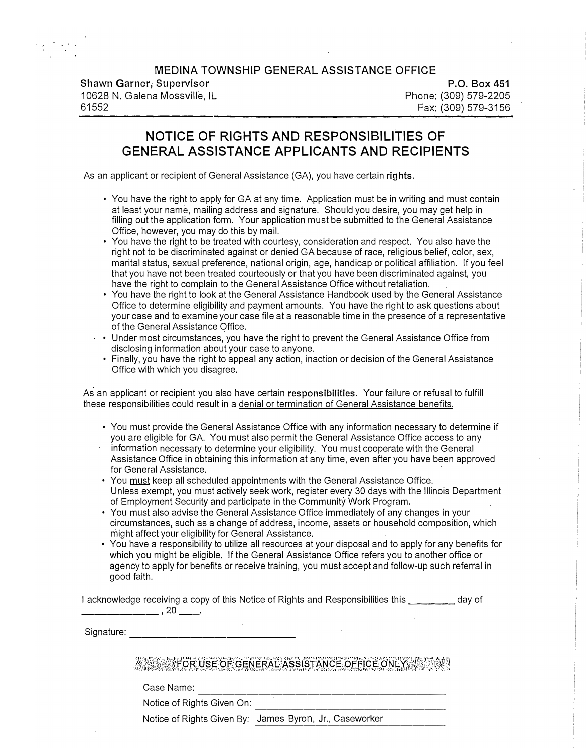MEDINA TOWNSHIP GENERAL ASSISTANCE OFFICE

**Shawn Garner, Supervisor**
10628 N. Galena Mossville, IL
61552

**P.O. Box 451**
Phone: (309) 579-2205
Fax: (309) 579-3156

## NOTICE OF RIGHTS AND RESPONSIBILITIES OF GENERAL ASSISTANCE APPLICANTS AND RECIPIENTS

As an applicant or recipient of General Assistance (GA), you have certain **rights**.

- You have the right to apply for GA at any time. Application must be in writing and must contain at least your name, mailing address and signature. Should you desire, you may get help in filling out the application form. Your application must be submitted to the General Assistance Office, however, you may do this by mail.
- You have the right to be treated with courtesy, consideration and respect. You also have the right not to be discriminated against or denied GA because of race, religious belief, color, sex, marital status, sexual preference, national origin, age, handicap or political affiliation. If you feel that you have not been treated courteously or that you have been discriminated against, you have the right to complain to the General Assistance Office without retaliation.
- You have the right to look at the General Assistance Handbook used by the General Assistance Office to determine eligibility and payment amounts. You have the right to ask questions about your case and to examine your case file at a reasonable time in the presence of a representative of the General Assistance Office.
- Under most circumstances, you have the right to prevent the General Assistance Office from disclosing information about your case to anyone.
- Finally, you have the right to appeal any action, inaction or decision of the General Assistance Office with which you disagree.

As an applicant or recipient you also have certain **responsibilities**. Your failure or refusal to fulfill these responsibilities could result in a <u>denial or termination of General Assistance benefits.</u>

- You must provide the General Assistance Office with any information necessary to determine if you are eligible for GA. You must also permit the General Assistance Office access to any information necessary to determine your eligibility. You must cooperate with the General Assistance Office in obtaining this information at any time, even after you have been approved for General Assistance.
- You <u>must</u> keep all scheduled appointments with the General Assistance Office. Unless exempt, you must actively seek work, register every 30 days with the Illinois Department of Employment Security and participate in the Community Work Program.
- You must also advise the General Assistance Office immediately of any changes in your circumstances, such as a change of address, income, assets or household composition, which might affect your eligibility for General Assistance.
- You have a responsibility to utilize all resources at your disposal and to apply for any benefits for which you might be eligible. If the General Assistance Office refers you to another office or agency to apply for benefits or receive training, you must accept and follow-up such referral in good faith.

I acknowledge receiving a copy of this Notice of Rights and Responsibilities this ________ day of ____________, 20 ____.

Signature: ______________________________

**FOR USE OF GENERAL ASSISTANCE OFFICE ONLY**

Case Name: ______________________________

Notice of Rights Given On: ______________________________

Notice of Rights Given By: James Byron, Jr., Caseworker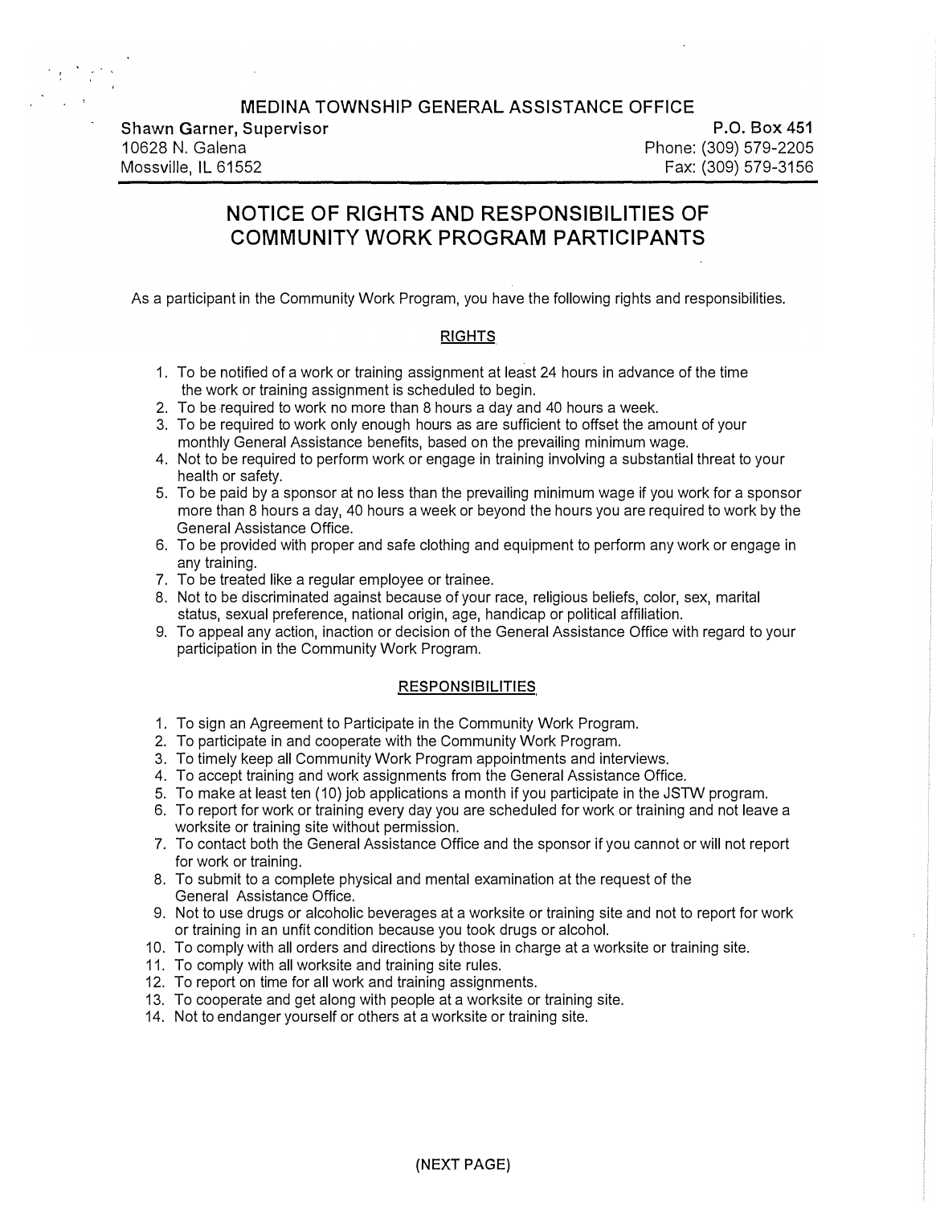MEDINA TOWNSHIP GENERAL ASSISTANCE OFFICE

**Shawn Garner, Supervisor**
10628 N. Galena
Mossville, IL 61552

**P.O. Box 451**
Phone: (309) 579-2205
Fax: (309) 579-3156

# NOTICE OF RIGHTS AND RESPONSIBILITIES OF COMMUNITY WORK PROGRAM PARTICIPANTS

As a participant in the Community Work Program, you have the following rights and responsibilities.

## RIGHTS

1. To be notified of a work or training assignment at least 24 hours in advance of the time the work or training assignment is scheduled to begin.
2. To be required to work no more than 8 hours a day and 40 hours a week.
3. To be required to work only enough hours as are sufficient to offset the amount of your monthly General Assistance benefits, based on the prevailing minimum wage.
4. Not to be required to perform work or engage in training involving a substantial threat to your health or safety.
5. To be paid by a sponsor at no less than the prevailing minimum wage if you work for a sponsor more than 8 hours a day, 40 hours a week or beyond the hours you are required to work by the General Assistance Office.
6. To be provided with proper and safe clothing and equipment to perform any work or engage in any training.
7. To be treated like a regular employee or trainee.
8. Not to be discriminated against because of your race, religious beliefs, color, sex, marital status, sexual preference, national origin, age, handicap or political affiliation.
9. To appeal any action, inaction or decision of the General Assistance Office with regard to your participation in the Community Work Program.

## RESPONSIBILITIES

1. To sign an Agreement to Participate in the Community Work Program.
2. To participate in and cooperate with the Community Work Program.
3. To timely keep all Community Work Program appointments and interviews.
4. To accept training and work assignments from the General Assistance Office.
5. To make at least ten (10) job applications a month if you participate in the JSTW program.
6. To report for work or training every day you are scheduled for work or training and not leave a worksite or training site without permission.
7. To contact both the General Assistance Office and the sponsor if you cannot or will not report for work or training.
8. To submit to a complete physical and mental examination at the request of the General Assistance Office.
9. Not to use drugs or alcoholic beverages at a worksite or training site and not to report for work or training in an unfit condition because you took drugs or alcohol.
10. To comply with all orders and directions by those in charge at a worksite or training site.
11. To comply with all worksite and training site rules.
12. To report on time for all work and training assignments.
13. To cooperate and get along with people at a worksite or training site.
14. Not to endanger yourself or others at a worksite or training site.

(NEXT PAGE)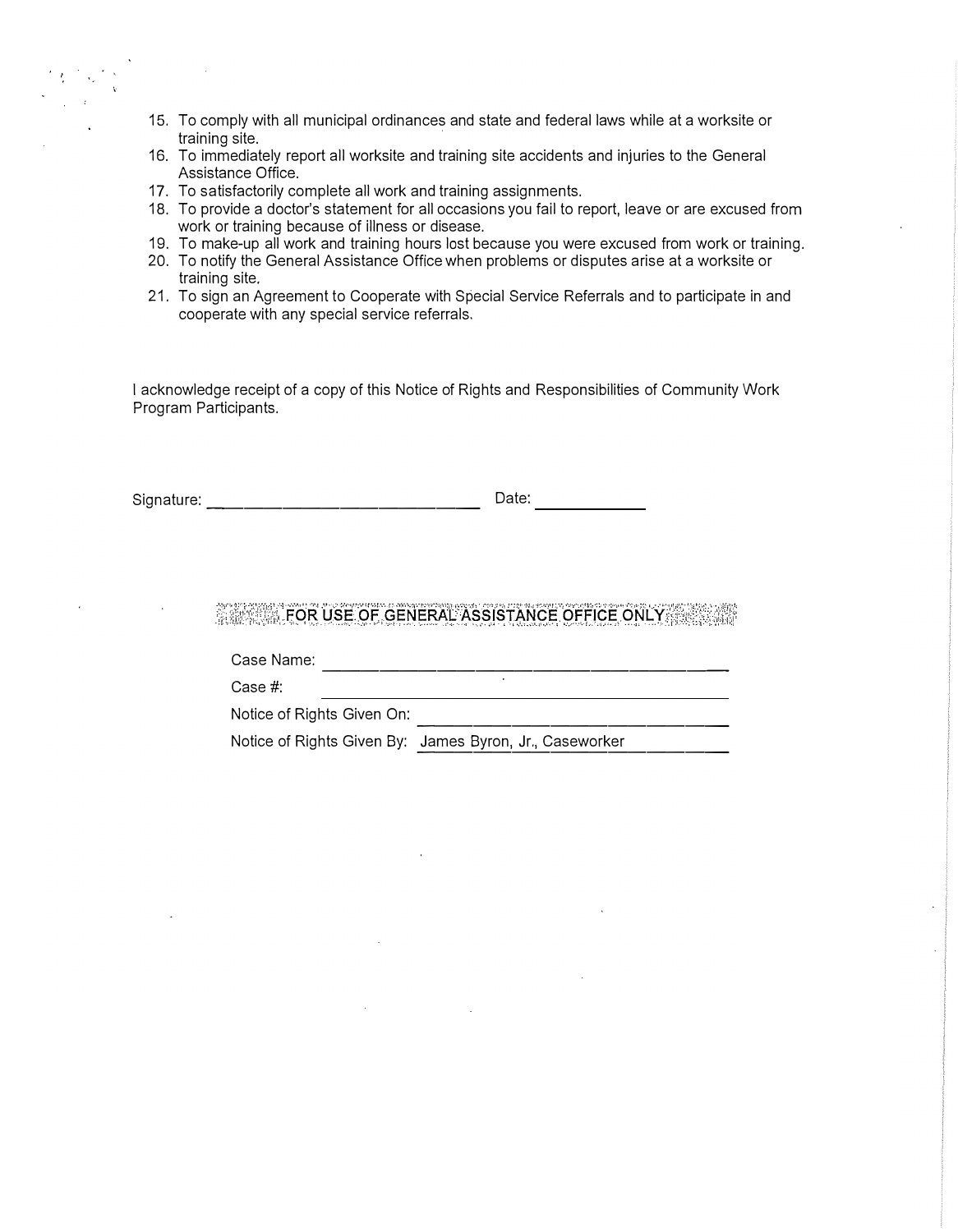15. To comply with all municipal ordinances and state and federal laws while at a worksite or training site.
16. To immediately report all worksite and training site accidents and injuries to the General Assistance Office.
17. To satisfactorily complete all work and training assignments.
18. To provide a doctor's statement for all occasions you fail to report, leave or are excused from work or training because of illness or disease.
19. To make-up all work and training hours lost because you were excused from work or training.
20. To notify the General Assistance Office when problems or disputes arise at a worksite or training site.
21. To sign an Agreement to Cooperate with Special Service Referrals and to participate in and cooperate with any special service referrals.

I acknowledge receipt of a copy of this Notice of Rights and Responsibilities of Community Work Program Participants.

Signature: ______________________________ Date: ____________

**FOR USE OF GENERAL ASSISTANCE OFFICE ONLY**

Case Name: ________________________________________

Case #: ________________________________________

Notice of Rights Given On: ________________________________

Notice of Rights Given By: James Byron, Jr., Caseworker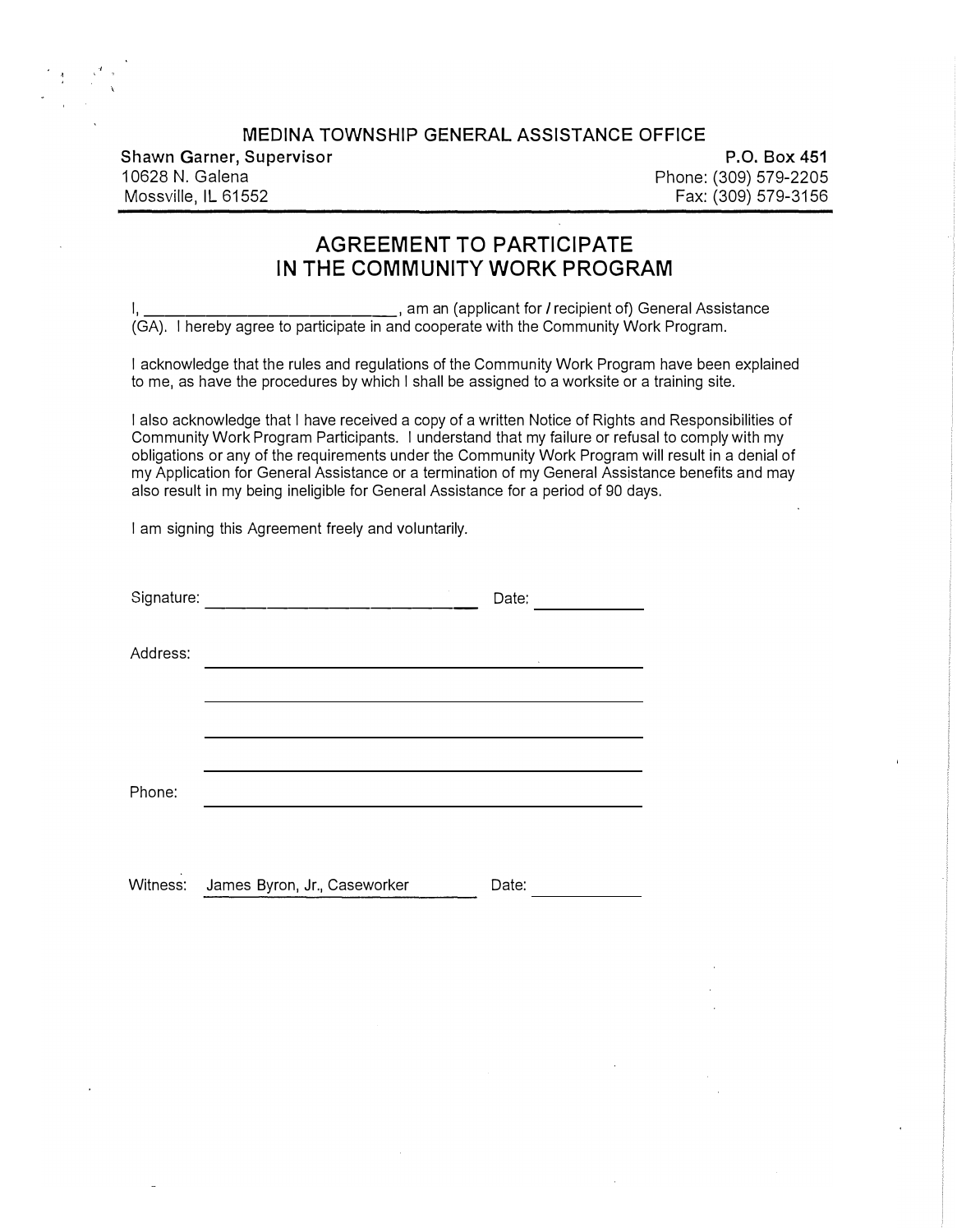MEDINA TOWNSHIP GENERAL ASSISTANCE OFFICE

**Shawn Garner, Supervisor**
10628 N. Galena
Mossville, IL 61552

**P.O. Box 451**
Phone: (309) 579-2205
Fax: (309) 579-3156

# AGREEMENT TO PARTICIPATE IN THE COMMUNITY WORK PROGRAM

I, ______________________________, am an (applicant for / recipient of) General Assistance (GA). I hereby agree to participate in and cooperate with the Community Work Program.

I acknowledge that the rules and regulations of the Community Work Program have been explained to me, as have the procedures by which I shall be assigned to a worksite or a training site.

I also acknowledge that I have received a copy of a written Notice of Rights and Responsibilities of Community Work Program Participants. I understand that my failure or refusal to comply with my obligations or any of the requirements under the Community Work Program will result in a denial of my Application for General Assistance or a termination of my General Assistance benefits and may also result in my being ineligible for General Assistance for a period of 90 days.

I am signing this Agreement freely and voluntarily.

Signature: ______________________________ Date: ____________

Address: ______________________________

______________________________

______________________________

______________________________

Phone: ______________________________

Witness: James Byron, Jr., Caseworker Date: ____________